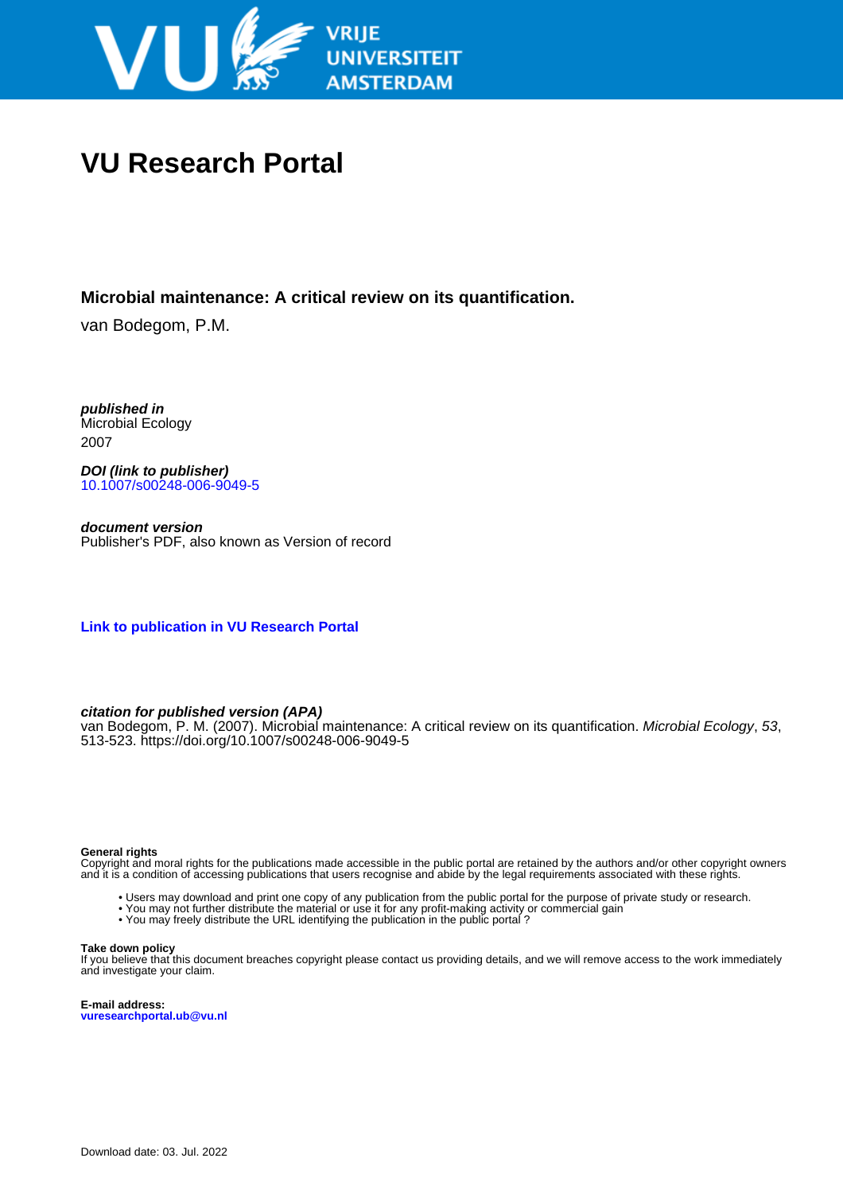# VU Research Portal

**Microbial maintenance: A critical review on its quantification.**

van Bodegom, P.M.

***published in***
Microbial Ecology
2007

***DOI (link to publisher)***
10.1007/s00248-006-9049-5

***document version***
Publisher's PDF, also known as Version of record

**Link to publication in VU Research Portal**

***citation for published version (APA)***
van Bodegom, P. M. (2007). Microbial maintenance: A critical review on its quantification. *Microbial Ecology*, *53*, 513-523. https://doi.org/10.1007/s00248-006-9049-5

**General rights**
Copyright and moral rights for the publications made accessible in the public portal are retained by the authors and/or other copyright owners and it is a condition of accessing publications that users recognise and abide by the legal requirements associated with these rights.

- Users may download and print one copy of any publication from the public portal for the purpose of private study or research.
- You may not further distribute the material or use it for any profit-making activity or commercial gain
- You may freely distribute the URL identifying the publication in the public portal ?

**Take down policy**
If you believe that this document breaches copyright please contact us providing details, and we will remove access to the work immediately and investigate your claim.

**E-mail address:**
**vuresearchportal.ub@vu.nl**

Download date: 03. Jul. 2022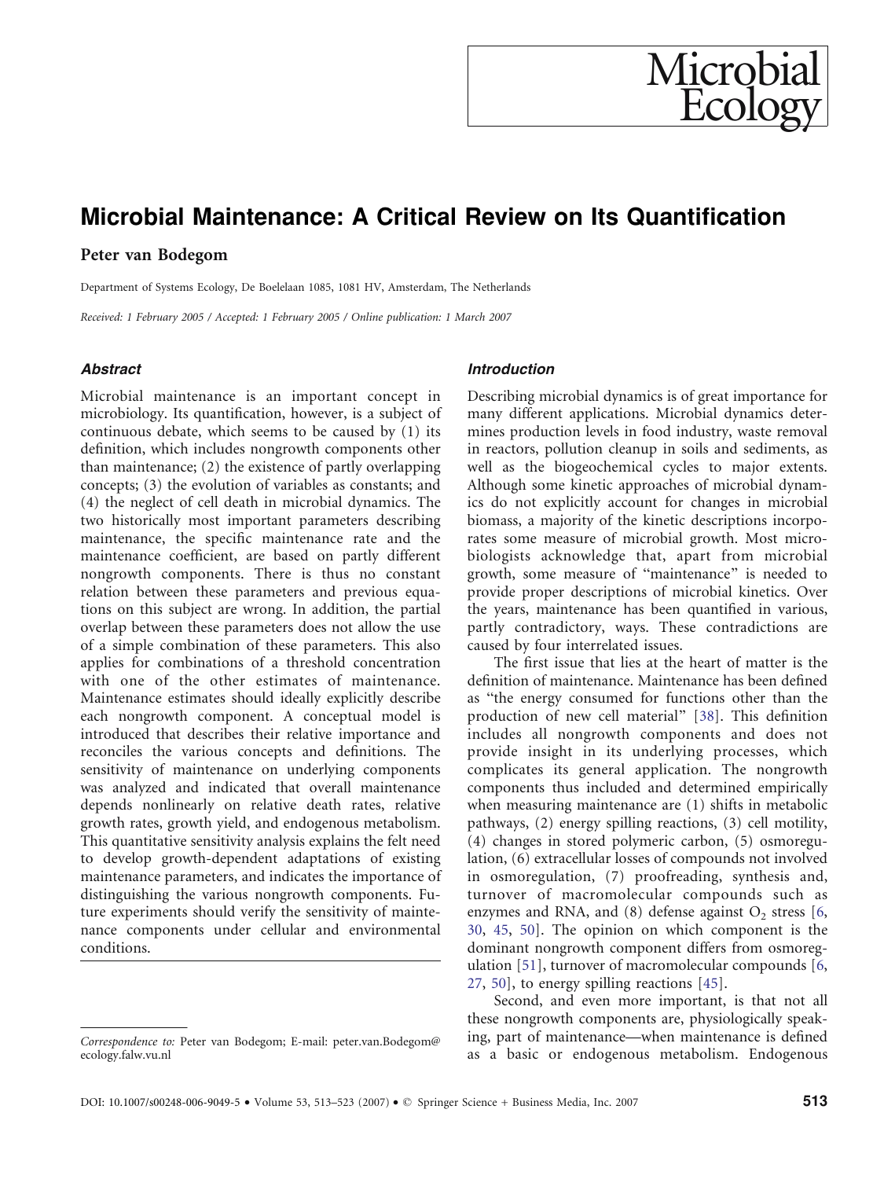# Microbial Maintenance: A Critical Review on Its Quantification

**Peter van Bodegom**

Department of Systems Ecology, De Boelelaan 1085, 1081 HV, Amsterdam, The Netherlands

*Received: 1 February 2005 / Accepted: 1 February 2005 / Online publication: 1 March 2007*

### *Abstract*

Microbial maintenance is an important concept in microbiology. Its quantification, however, is a subject of continuous debate, which seems to be caused by (1) its definition, which includes nongrowth components other than maintenance; (2) the existence of partly overlapping concepts; (3) the evolution of variables as constants; and (4) the neglect of cell death in microbial dynamics. The two historically most important parameters describing maintenance, the specific maintenance rate and the maintenance coefficient, are based on partly different nongrowth components. There is thus no constant relation between these parameters and previous equations on this subject are wrong. In addition, the partial overlap between these parameters does not allow the use of a simple combination of these parameters. This also applies for combinations of a threshold concentration with one of the other estimates of maintenance. Maintenance estimates should ideally explicitly describe each nongrowth component. A conceptual model is introduced that describes their relative importance and reconciles the various concepts and definitions. The sensitivity of maintenance on underlying components was analyzed and indicated that overall maintenance depends nonlinearly on relative death rates, relative growth rates, growth yield, and endogenous metabolism. This quantitative sensitivity analysis explains the felt need to develop growth-dependent adaptations of existing maintenance parameters, and indicates the importance of distinguishing the various nongrowth components. Future experiments should verify the sensitivity of maintenance components under cellular and environmental conditions.

### *Introduction*

Describing microbial dynamics is of great importance for many different applications. Microbial dynamics determines production levels in food industry, waste removal in reactors, pollution cleanup in soils and sediments, as well as the biogeochemical cycles to major extents. Although some kinetic approaches of microbial dynamics do not explicitly account for changes in microbial biomass, a majority of the kinetic descriptions incorporates some measure of microbial growth. Most microbiologists acknowledge that, apart from microbial growth, some measure of "maintenance" is needed to provide proper descriptions of microbial kinetics. Over the years, maintenance has been quantified in various, partly contradictory, ways. These contradictions are caused by four interrelated issues.

The first issue that lies at the heart of matter is the definition of maintenance. Maintenance has been defined as "the energy consumed for functions other than the production of new cell material" [38]. This definition includes all nongrowth components and does not provide insight in its underlying processes, which complicates its general application. The nongrowth components thus included and determined empirically when measuring maintenance are (1) shifts in metabolic pathways, (2) energy spilling reactions, (3) cell motility, (4) changes in stored polymeric carbon, (5) osmoregulation, (6) extracellular losses of compounds not involved in osmoregulation, (7) proofreading, synthesis and, turnover of macromolecular compounds such as enzymes and RNA, and (8) defense against $O_2$ stress [6, 30, 45, 50]. The opinion on which component is the dominant nongrowth component differs from osmoregulation [51], turnover of macromolecular compounds [6, 27, 50], to energy spilling reactions [45].

Second, and even more important, is that not all these nongrowth components are, physiologically speaking, part of maintenance—when maintenance is defined as a basic or endogenous metabolism. Endogenous

---

*Correspondence to:* Peter van Bodegom; E-mail: peter.van.Bodegom@ecology.falw.vu.nl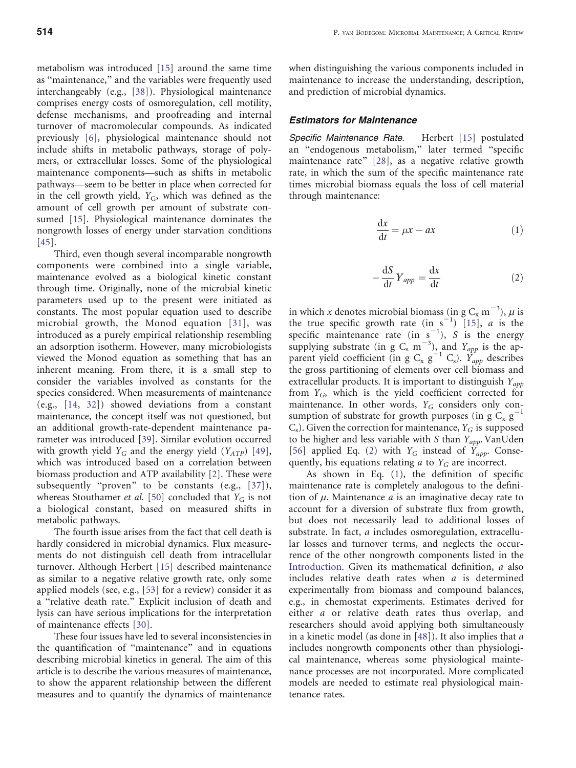metabolism was introduced [15] around the same time as "maintenance," and the variables were frequently used interchangeably (e.g., [38]). Physiological maintenance comprises energy costs of osmoregulation, cell motility, defense mechanisms, and proofreading and internal turnover of macromolecular compounds. As indicated previously [6], physiological maintenance should not include shifts in metabolic pathways, storage of polymers, or extracellular losses. Some of the physiological maintenance components—such as shifts in metabolic pathways—seem to be better in place when corrected for in the cell growth yield, $Y_G$, which was defined as the amount of cell growth per amount of substrate consumed [15]. Physiological maintenance dominates the nongrowth losses of energy under starvation conditions [45].

Third, even though several incomparable nongrowth components were combined into a single variable, maintenance evolved as a biological kinetic constant through time. Originally, none of the microbial kinetic parameters used up to the present were initiated as constants. The most popular equation used to describe microbial growth, the Monod equation [31], was introduced as a purely empirical relationship resembling an adsorption isotherm. However, many microbiologists viewed the Monod equation as something that has an inherent meaning. From there, it is a small step to consider the variables involved as constants for the species considered. When measurements of maintenance (e.g., [14, 32]) showed deviations from a constant maintenance, the concept itself was not questioned, but an additional growth-rate-dependent maintenance parameter was introduced [39]. Similar evolution occurred with growth yield $Y_G$ and the energy yield ($Y_{ATP}$) [49], which was introduced based on a correlation between biomass production and ATP availability [2]. These were subsequently "proven" to be constants (e.g., [37]), whereas Stouthamer *et al.* [50] concluded that $Y_G$ is not a biological constant, based on measured shifts in metabolic pathways.

The fourth issue arises from the fact that cell death is hardly considered in microbial dynamics. Flux measurements do not distinguish cell death from intracellular turnover. Although Herbert [15] described maintenance as similar to a negative relative growth rate, only some applied models (see, e.g., [53] for a review) consider it as a "relative death rate." Explicit inclusion of death and lysis can have serious implications for the interpretation of maintenance effects [30].

These four issues have led to several inconsistencies in the quantification of "maintenance" and in equations describing microbial kinetics in general. The aim of this article is to describe the various measures of maintenance, to show the apparent relationship between the different measures and to quantify the dynamics of maintenance when distinguishing the various components included in maintenance to increase the understanding, description, and prediction of microbial dynamics.

### Estimators for Maintenance

*Specific Maintenance Rate.* Herbert [15] postulated an "endogenous metabolism," later termed "specific maintenance rate" [28], as a negative relative growth rate, in which the sum of the specific maintenance rate times microbial biomass equals the loss of cell material through maintenance:

$$\frac{dx}{dt} = \mu x - ax \tag{1}$$

$$-\frac{dS}{dt}Y_{app} = \frac{dx}{dt} \tag{2}$$

in which $x$ denotes microbial biomass (in g $C_x$ $m^{-3}$), $\mu$ is the true specific growth rate (in $s^{-1}$) [15], $a$ is the specific maintenance rate (in $s^{-1}$), $S$ is the energy supplying substrate (in g $C_s$ $m^{-3}$), and $Y_{app}$ is the apparent yield coefficient (in g $C_x$ $g^{-1}$ $C_s$). $Y_{app}$ describes the gross partitioning of elements over cell biomass and extracellular products. It is important to distinguish $Y_{app}$ from $Y_G$, which is the yield coefficient corrected for maintenance. In other words, $Y_G$ considers only consumption of substrate for growth purposes (in g $C_x$ $g^{-1}$ $C_s$). Given the correction for maintenance, $Y_G$ is supposed to be higher and less variable with $S$ than $Y_{app}$. VanUden [56] applied Eq. (2) with $Y_G$ instead of $Y_{app}$. Consequently, his equations relating $a$ to $Y_G$ are incorrect.

As shown in Eq. (1), the definition of specific maintenance rate is completely analogous to the definition of $\mu$. Maintenance $a$ is an imaginative decay rate to account for a diversion of substrate flux from growth, but does not necessarily lead to additional losses of substrate. In fact, $a$ includes osmoregulation, extracellular losses and turnover terms, and neglects the occurrence of the other nongrowth components listed in the Introduction. Given its mathematical definition, $a$ also includes relative death rates when $a$ is determined experimentally from biomass and compound balances, e.g., in chemostat experiments. Estimates derived for either $a$ or relative death rates thus overlap, and researchers should avoid applying both simultaneously in a kinetic model (as done in [48]). It also implies that $a$ includes nongrowth components other than physiological maintenance, whereas some physiological maintenance processes are not incorporated. More complicated models are needed to estimate real physiological maintenance rates.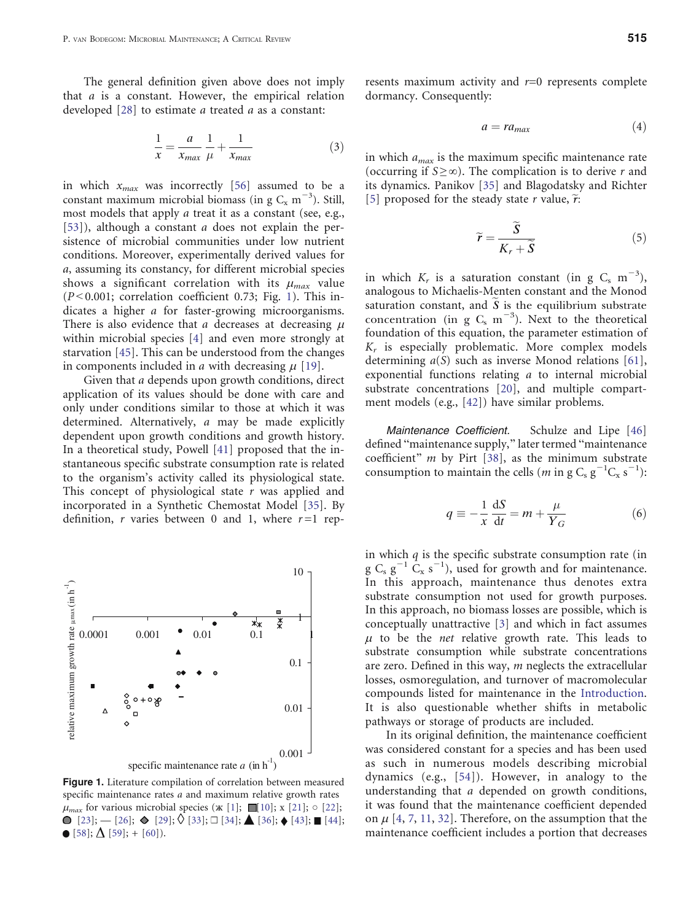The general definition given above does not imply that $a$ is a constant. However, the empirical relation developed [28] to estimate $a$ treated $a$ as a constant:

$$\frac{1}{x} = \frac{a}{x_{max}}\frac{1}{\mu} + \frac{1}{x_{max}} \tag{3}$$

in which $x_{max}$ was incorrectly [56] assumed to be a constant maximum microbial biomass (in g $C_x$ $m^{-3}$). Still, most models that apply $a$ treat it as a constant (see, e.g., [53]), although a constant $a$ does not explain the persistence of microbial communities under low nutrient conditions. Moreover, experimentally derived values for $a$, assuming its constancy, for different microbial species shows a significant correlation with its $\mu_{max}$ value ($P < 0.001$; correlation coefficient 0.73; Fig. 1). This indicates a higher $a$ for faster-growing microorganisms. There is also evidence that $a$ decreases at decreasing $\mu$ within microbial species [4] and even more strongly at starvation [45]. This can be understood from the changes in components included in $a$ with decreasing $\mu$ [19].

Given that $a$ depends upon growth conditions, direct application of its values should be done with care and only under conditions similar to those at which it was determined. Alternatively, $a$ may be made explicitly dependent upon growth conditions and growth history. In a theoretical study, Powell [41] proposed that the instantaneous specific substrate consumption rate is related to the organism's activity called its physiological state. This concept of physiological state $r$ was applied and incorporated in a Synthetic Chemostat Model [35]. By definition, $r$ varies between 0 and 1, where $r = 1$ represents maximum activity and $r = 0$ represents complete dormancy. Consequently:

$$a = ra_{max} \tag{4}$$

in which $a_{max}$ is the maximum specific maintenance rate (occurring if $S \geq \infty$). The complication is to derive $r$ and its dynamics. Panikov [35] and Blagodatsky and Richter [5] proposed for the steady state $r$ value, $\tilde{r}$:

$$\tilde{r} = \frac{\tilde{S}}{K_r + \tilde{S}} \tag{5}$$

in which $K_r$ is a saturation constant (in g $C_s$ $m^{-3}$), analogous to Michaelis-Menten constant and the Monod saturation constant, and $\tilde{S}$ is the equilibrium substrate concentration (in g $C_s$ $m^{-3}$). Next to the theoretical foundation of this equation, the parameter estimation of $K_r$ is especially problematic. More complex models determining $a(S)$ such as inverse Monod relations [61], exponential functions relating $a$ to internal microbial substrate concentrations [20], and multiple compartment models (e.g., [42]) have similar problems.

*Maintenance Coefficient.* Schulze and Lipe [46] defined "maintenance supply," later termed "maintenance coefficient" $m$ by Pirt [38], as the minimum substrate consumption to maintain the cells ($m$ in g $C_s$ $g^{-1}C_x$ $s^{-1}$):

$$q \equiv -\frac{1}{x}\frac{dS}{dt} = m + \frac{\mu}{Y_G} \tag{6}$$

in which $q$ is the specific substrate consumption rate (in g $C_s$ $g^{-1}$ $C_x$ $s^{-1}$), used for growth and for maintenance. In this approach, maintenance thus denotes extra substrate consumption not used for growth purposes. In this approach, no biomass losses are possible, which is conceptually unattractive [3] and which in fact assumes $\mu$ to be the *net* relative growth rate. This leads to substrate consumption while substrate concentrations are zero. Defined in this way, $m$ neglects the extracellular losses, osmoregulation, and turnover of macromolecular compounds listed for maintenance in the Introduction. It is also questionable whether shifts in metabolic pathways or storage of products are included.

In its original definition, the maintenance coefficient was considered constant for a species and has been used as such in numerous models describing microbial dynamics (e.g., [54]). However, in analogy to the understanding that $a$ depended on growth conditions, it was found that the maintenance coefficient depended on $\mu$ [4, 7, 11, 32]. Therefore, on the assumption that the maintenance coefficient includes a portion that decreases

**Figure 1.** Literature compilation of correlation between measured specific maintenance rates $a$ and maximum relative growth rates $\mu_{max}$ for various microbial species (ж [1]; ▨ [10]; x [21]; ○ [22]; ● [23]; — [26]; ◆ [29]; ◊ [33]; □ [34]; ▲ [36]; ♦ [43]; ■ [44]; ● [58]; Δ [59]; + [60]).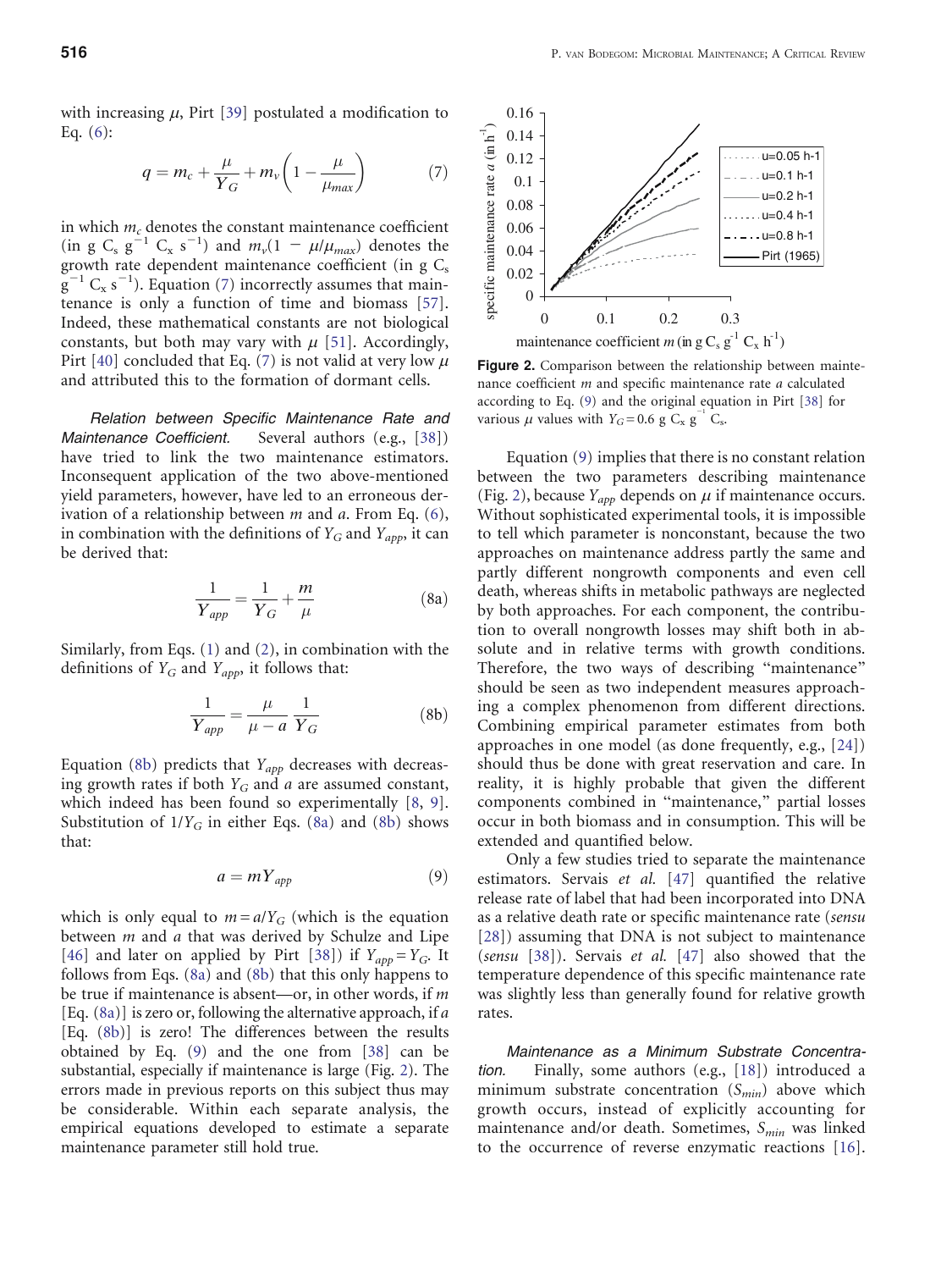with increasing $\mu$, Pirt [39] postulated a modification to Eq. (6):

$$q = m_c + \frac{\mu}{Y_G} + m_v\left(1 - \frac{\mu}{\mu_{max}}\right) \tag{7}$$

in which $m_c$ denotes the constant maintenance coefficient (in g $C_s$ $g^{-1}$ $C_x$ $s^{-1}$) and $m_v(1 - \mu/\mu_{max})$ denotes the growth rate dependent maintenance coefficient (in g $C_s$ $g^{-1}$ $C_x$ $s^{-1}$). Equation (7) incorrectly assumes that maintenance is only a function of time and biomass [57]. Indeed, these mathematical constants are not biological constants, but both may vary with $\mu$ [51]. Accordingly, Pirt [40] concluded that Eq. (7) is not valid at very low $\mu$ and attributed this to the formation of dormant cells.

*Relation between Specific Maintenance Rate and Maintenance Coefficient.* Several authors (e.g., [38]) have tried to link the two maintenance estimators. Inconsequent application of the two above-mentioned yield parameters, however, have led to an erroneous derivation of a relationship between $m$ and $a$. From Eq. (6), in combination with the definitions of $Y_G$ and $Y_{app}$, it can be derived that:

$$\frac{1}{Y_{app}} = \frac{1}{Y_G} + \frac{m}{\mu} \tag{8a}$$

Similarly, from Eqs. (1) and (2), in combination with the definitions of $Y_G$ and $Y_{app}$, it follows that:

$$\frac{1}{Y_{app}} = \frac{\mu}{\mu - a}\,\frac{1}{Y_G} \tag{8b}$$

Equation (8b) predicts that $Y_{app}$ decreases with decreasing growth rates if both $Y_G$ and $a$ are assumed constant, which indeed has been found so experimentally [8, 9]. Substitution of $1/Y_G$ in either Eqs. (8a) and (8b) shows that:

$$a = mY_{app} \tag{9}$$

which is only equal to $m = a/Y_G$ (which is the equation between $m$ and $a$ that was derived by Schulze and Lipe [46] and later on applied by Pirt [38]) if $Y_{app} = Y_G$. It follows from Eqs. (8a) and (8b) that this only happens to be true if maintenance is absent—or, in other words, if $m$ [Eq. (8a)] is zero or, following the alternative approach, if $a$ [Eq. (8b)] is zero! The differences between the results obtained by Eq. (9) and the one from [38] can be substantial, especially if maintenance is large (Fig. 2). The errors made in previous reports on this subject thus may be considerable. Within each separate analysis, the empirical equations developed to estimate a separate maintenance parameter still hold true.

**Figure 2.** Comparison between the relationship between maintenance coefficient $m$ and specific maintenance rate $a$ calculated according to Eq. (9) and the original equation in Pirt [38] for various $\mu$ values with $Y_G = 0.6$ g $C_x$ $g^{-1}$ $C_s$.

Equation (9) implies that there is no constant relation between the two parameters describing maintenance (Fig. 2), because $Y_{app}$ depends on $\mu$ if maintenance occurs. Without sophisticated experimental tools, it is impossible to tell which parameter is nonconstant, because the two approaches on maintenance address partly the same and partly different nongrowth components and even cell death, whereas shifts in metabolic pathways are neglected by both approaches. For each component, the contribution to overall nongrowth losses may shift both in absolute and in relative terms with growth conditions. Therefore, the two ways of describing "maintenance" should be seen as two independent measures approaching a complex phenomenon from different directions. Combining empirical parameter estimates from both approaches in one model (as done frequently, e.g., [24]) should thus be done with great reservation and care. In reality, it is highly probable that given the different components combined in "maintenance," partial losses occur in both biomass and in consumption. This will be extended and quantified below.

Only a few studies tried to separate the maintenance estimators. Servais *et al.* [47] quantified the relative release rate of label that had been incorporated into DNA as a relative death rate or specific maintenance rate (*sensu* [28]) assuming that DNA is not subject to maintenance (*sensu* [38]). Servais *et al.* [47] also showed that the temperature dependence of this specific maintenance rate was slightly less than generally found for relative growth rates.

*Maintenance as a Minimum Substrate Concentration.* Finally, some authors (e.g., [18]) introduced a minimum substrate concentration ($S_{min}$) above which growth occurs, instead of explicitly accounting for maintenance and/or death. Sometimes, $S_{min}$ was linked to the occurrence of reverse enzymatic reactions [16].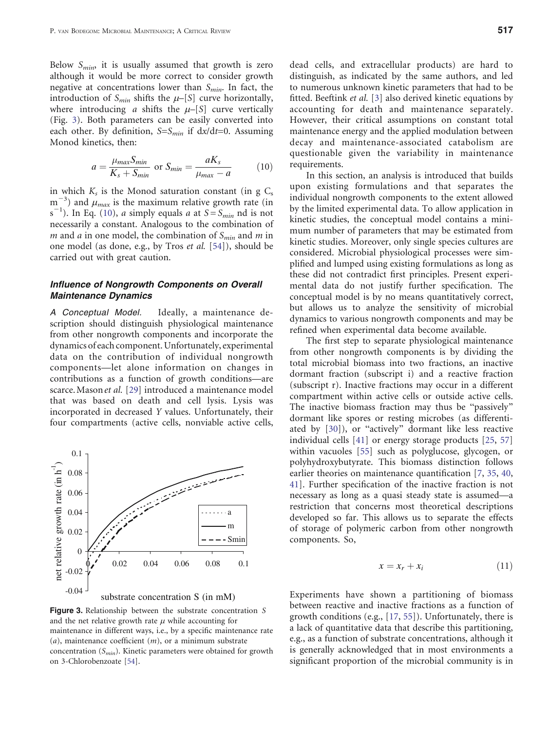Below $S_{min}$, it is usually assumed that growth is zero although it would be more correct to consider growth negative at concentrations lower than $S_{min}$. In fact, the introduction of $S_{min}$ shifts the $\mu$–[$S$] curve horizontally, where introducing $a$ shifts the $\mu$–[$S$] curve vertically (Fig. 3). Both parameters can be easily converted into each other. By definition, $S{=}S_{min}$ if d$x$/d$t$=0. Assuming Monod kinetics, then:

$$a = \frac{\mu_{max} S_{min}}{K_s + S_{min}} \text{ or } S_{min} = \frac{a K_s}{\mu_{max} - a} \quad (10)$$

in which $K_s$ is the Monod saturation constant (in g $C_s$ $m^{-3}$) and $\mu_{max}$ is the maximum relative growth rate (in $s^{-1}$). In Eq. (10), $a$ simply equals $a$ at $S = S_{min}$ nd is not necessarily a constant. Analogous to the combination of $m$ and $a$ in one model, the combination of $S_{min}$ and $m$ in one model (as done, e.g., by Tros *et al.* [54]), should be carried out with great caution.

### Influence of Nongrowth Components on Overall Maintenance Dynamics

*A Conceptual Model.* Ideally, a maintenance description should distinguish physiological maintenance from other nongrowth components and incorporate the dynamics of each component. Unfortunately, experimental data on the contribution of individual nongrowth components—let alone information on changes in contributions as a function of growth conditions—are scarce. Mason *et al.* [29] introduced a maintenance model that was based on death and cell lysis. Lysis was incorporated in decreased $Y$ values. Unfortunately, their four compartments (active cells, nonviable active cells, dead cells, and extracellular products) are hard to distinguish, as indicated by the same authors, and led to numerous unknown kinetic parameters that had to be fitted. Beeftink *et al.* [3] also derived kinetic equations by accounting for death and maintenance separately. However, their critical assumptions on constant total maintenance energy and the applied modulation between decay and maintenance-associated catabolism are questionable given the variability in maintenance requirements.

In this section, an analysis is introduced that builds upon existing formulations and that separates the individual nongrowth components to the extent allowed by the limited experimental data. To allow application in kinetic studies, the conceptual model contains a minimum number of parameters that may be estimated from kinetic studies. Moreover, only single species cultures are considered. Microbial physiological processes were simplified and lumped using existing formulations as long as these did not contradict first principles. Present experimental data do not justify further specification. The conceptual model is by no means quantitatively correct, but allows us to analyze the sensitivity of microbial dynamics to various nongrowth components and may be refined when experimental data become available.

The first step to separate physiological maintenance from other nongrowth components is by dividing the total microbial biomass into two fractions, an inactive dormant fraction (subscript i) and a reactive fraction (subscript r). Inactive fractions may occur in a different compartment within active cells or outside active cells. The inactive biomass fraction may thus be "passively" dormant like spores or resting microbes (as differentiated by [30]), or "actively" dormant like less reactive individual cells [41] or energy storage products [25, 57] within vacuoles [55] such as polyglucose, glycogen, or polyhydroxybutyrate. This biomass distinction follows earlier theories on maintenance quantification [7, 35, 40, 41]. Further specification of the inactive fraction is not necessary as long as a quasi steady state is assumed—a restriction that concerns most theoretical descriptions developed so far. This allows us to separate the effects of storage of polymeric carbon from other nongrowth components. So,

$$x = x_r + x_i \quad (11)$$

Experiments have shown a partitioning of biomass between reactive and inactive fractions as a function of growth conditions (e.g., [17, 55]). Unfortunately, there is a lack of quantitative data that describe this partitioning, e.g., as a function of substrate concentrations, although it is generally acknowledged that in most environments a significant proportion of the microbial community is in

**Figure 3.** Relationship between the substrate concentration $S$ and the net relative growth rate $\mu$ while accounting for maintenance in different ways, i.e., by a specific maintenance rate ($a$), maintenance coefficient ($m$), or a minimum substrate concentration ($S_{min}$). Kinetic parameters were obtained for growth on 3-Chlorobenzoate [54].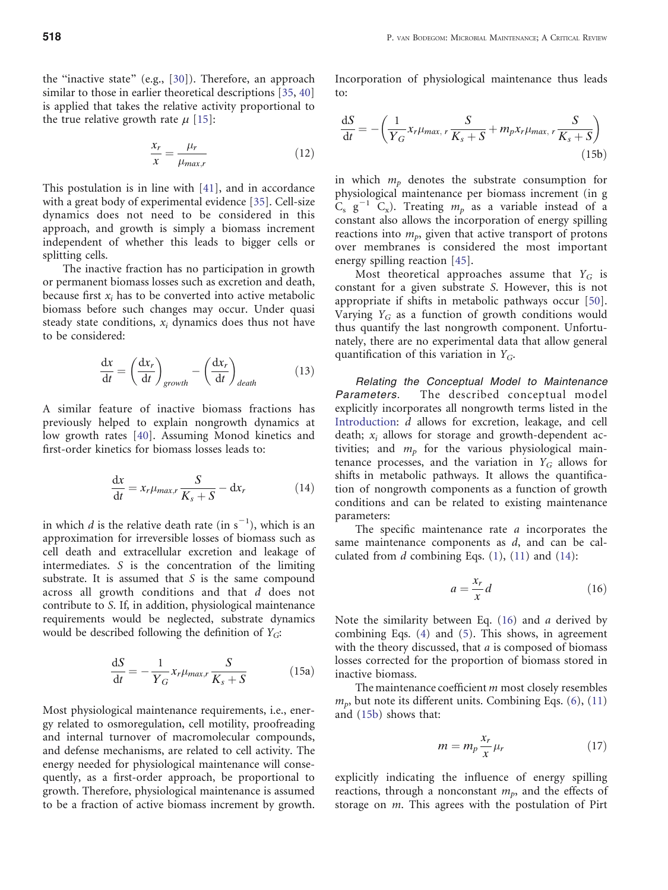the "inactive state" (e.g., [30]). Therefore, an approach similar to those in earlier theoretical descriptions [35, 40] is applied that takes the relative activity proportional to the true relative growth rate $\mu$ [15]:

$$\frac{x_r}{x} = \frac{\mu_r}{\mu_{max,r}} \tag{12}$$

This postulation is in line with [41], and in accordance with a great body of experimental evidence [35]. Cell-size dynamics does not need to be considered in this approach, and growth is simply a biomass increment independent of whether this leads to bigger cells or splitting cells.

The inactive fraction has no participation in growth or permanent biomass losses such as excretion and death, because first $x_i$ has to be converted into active metabolic biomass before such changes may occur. Under quasi steady state conditions, $x_i$ dynamics does thus not have to be considered:

$$\frac{dx}{dt} = \left(\frac{dx_r}{dt}\right)_{growth} - \left(\frac{dx_r}{dt}\right)_{death} \tag{13}$$

A similar feature of inactive biomass fractions has previously helped to explain nongrowth dynamics at low growth rates [40]. Assuming Monod kinetics and first-order kinetics for biomass losses leads to:

$$\frac{dx}{dt} = x_r \mu_{max,r} \frac{S}{K_s + S} - dx_r \tag{14}$$

in which $d$ is the relative death rate (in $s^{-1}$), which is an approximation for irreversible losses of biomass such as cell death and extracellular excretion and leakage of intermediates. $S$ is the concentration of the limiting substrate. It is assumed that $S$ is the same compound across all growth conditions and that $d$ does not contribute to $S$. If, in addition, physiological maintenance requirements would be neglected, substrate dynamics would be described following the definition of $Y_G$:

$$\frac{dS}{dt} = -\frac{1}{Y_G} x_r \mu_{max,r} \frac{S}{K_s + S} \tag{15a}$$

Most physiological maintenance requirements, i.e., energy related to osmoregulation, cell motility, proofreading and internal turnover of macromolecular compounds, and defense mechanisms, are related to cell activity. The energy needed for physiological maintenance will consequently, as a first-order approach, be proportional to growth. Therefore, physiological maintenance is assumed to be a fraction of active biomass increment by growth. Incorporation of physiological maintenance thus leads to:

$$\frac{dS}{dt} = -\left(\frac{1}{Y_G} x_r \mu_{max,r} \frac{S}{K_s + S} + m_p x_r \mu_{max,r} \frac{S}{K_s + S}\right) \tag{15b}$$

in which $m_p$ denotes the substrate consumption for physiological maintenance per biomass increment (in g $C_s$ $g^{-1}$ $C_x$). Treating $m_p$ as a variable instead of a constant also allows the incorporation of energy spilling reactions into $m_p$, given that active transport of protons over membranes is considered the most important energy spilling reaction [45].

Most theoretical approaches assume that $Y_G$ is constant for a given substrate $S$. However, this is not appropriate if shifts in metabolic pathways occur [50]. Varying $Y_G$ as a function of growth conditions would thus quantify the last nongrowth component. Unfortunately, there are no experimental data that allow general quantification of this variation in $Y_G$.

*Relating the Conceptual Model to Maintenance Parameters.* The described conceptual model explicitly incorporates all nongrowth terms listed in the Introduction: $d$ allows for excretion, leakage, and cell death; $x_i$ allows for storage and growth-dependent activities; and $m_p$ for the various physiological maintenance processes, and the variation in $Y_G$ allows for shifts in metabolic pathways. It allows the quantification of nongrowth components as a function of growth conditions and can be related to existing maintenance parameters:

The specific maintenance rate $a$ incorporates the same maintenance components as $d$, and can be calculated from $d$ combining Eqs. (1), (11) and (14):

$$a = \frac{x_r}{x} d \tag{16}$$

Note the similarity between Eq. (16) and $a$ derived by combining Eqs. (4) and (5). This shows, in agreement with the theory discussed, that $a$ is composed of biomass losses corrected for the proportion of biomass stored in inactive biomass.

The maintenance coefficient $m$ most closely resembles $m_p$, but note its different units. Combining Eqs. (6), (11) and (15b) shows that:

$$m = m_p \frac{x_r}{x} \mu_r \tag{17}$$

explicitly indicating the influence of energy spilling reactions, through a nonconstant $m_p$, and the effects of storage on $m$. This agrees with the postulation of Pirt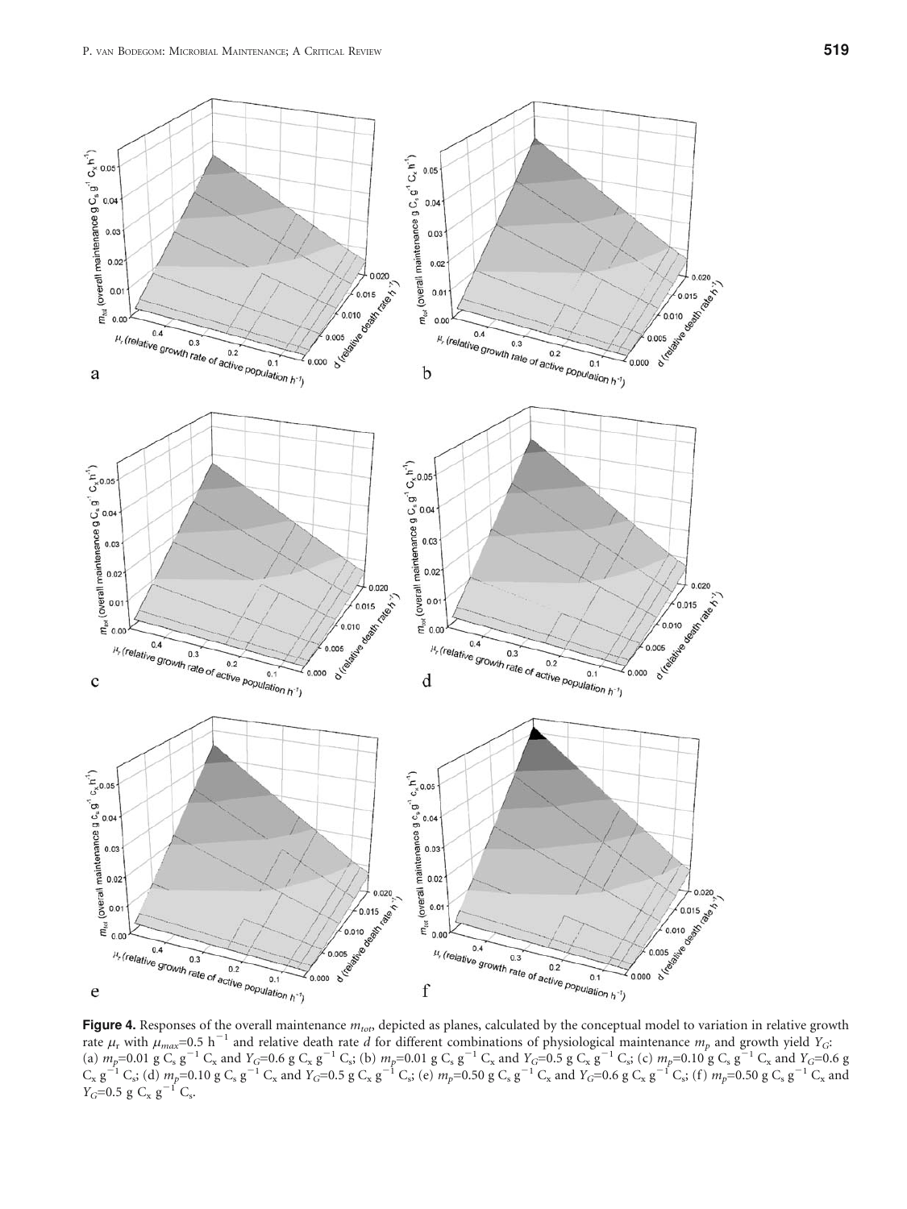**Figure 4.** Responses of the overall maintenance $m_{tot}$, depicted as planes, calculated by the conceptual model to variation in relative growth rate $\mu_r$ with $\mu_{max}$=0.5 $h^{-1}$ and relative death rate $d$ for different combinations of physiological maintenance $m_p$ and growth yield $Y_G$: (a) $m_p$=0.01 g $C_s$ $g^{-1}$ $C_x$ and $Y_G$=0.6 g $C_x$ $g^{-1}$ $C_s$; (b) $m_p$=0.01 g $C_s$ $g^{-1}$ $C_x$ and $Y_G$=0.5 g $C_x$ $g^{-1}$ $C_s$; (c) $m_p$=0.10 g $C_s$ $g^{-1}$ $C_x$ and $Y_G$=0.6 g $C_x$ $g^{-1}$ $C_s$; (d) $m_p$=0.10 g $C_s$ $g^{-1}$ $C_x$ and $Y_G$=0.5 g $C_x$ $g^{-1}$ $C_s$; (e) $m_p$=0.50 g $C_s$ $g^{-1}$ $C_x$ and $Y_G$=0.6 g $C_x$ $g^{-1}$ $C_s$; (f) $m_p$=0.50 g $C_s$ $g^{-1}$ $C_x$ and $Y_G$=0.5 g $C_x$ $g^{-1}$ $C_s$.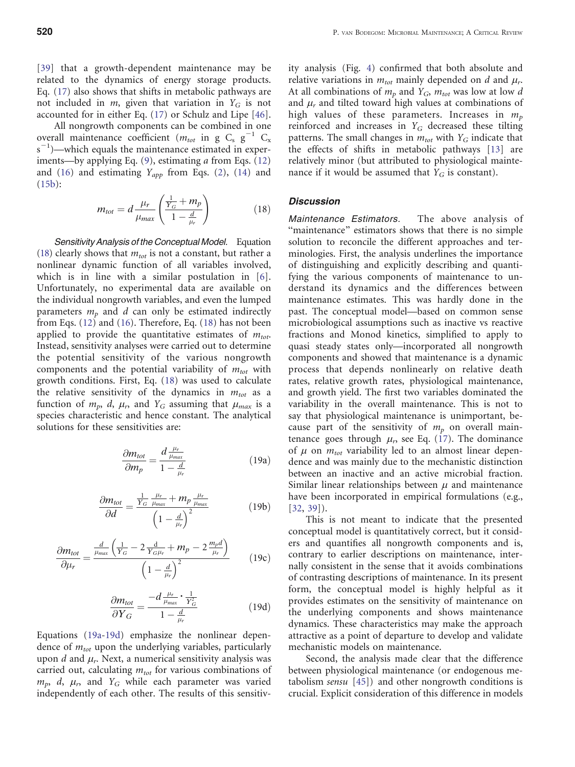[39] that a growth-dependent maintenance may be related to the dynamics of energy storage products. Eq. (17) also shows that shifts in metabolic pathways are not included in $m$, given that variation in $Y_G$ is not accounted for in either Eq. (17) or Schulz and Lipe [46].

All nongrowth components can be combined in one overall maintenance coefficient ($m_{tot}$ in g $C_s$ $g^{-1}$ $C_x$ $s^{-1}$)—which equals the maintenance estimated in experiments—by applying Eq. (9), estimating $a$ from Eqs. (12) and (16) and estimating $Y_{app}$ from Eqs. (2), (14) and (15b):

$$m_{tot} = d\frac{\mu_r}{\mu_{max}}\left(\frac{\frac{1}{Y_G}+m_p}{1-\frac{d}{\mu_r}}\right) \tag{18}$$

*Sensitivity Analysis of the Conceptual Model.* Equation (18) clearly shows that $m_{tot}$ is not a constant, but rather a nonlinear dynamic function of all variables involved, which is in line with a similar postulation in [6]. Unfortunately, no experimental data are available on the individual nongrowth variables, and even the lumped parameters $m_p$ and $d$ can only be estimated indirectly from Eqs. (12) and (16). Therefore, Eq. (18) has not been applied to provide the quantitative estimates of $m_{tot}$. Instead, sensitivity analyses were carried out to determine the potential sensitivity of the various nongrowth components and the potential variability of $m_{tot}$ with growth conditions. First, Eq. (18) was used to calculate the relative sensitivity of the dynamics in $m_{tot}$ as a function of $m_p$, $d$, $\mu_r$, and $Y_G$ assuming that $\mu_{max}$ is a species characteristic and hence constant. The analytical solutions for these sensitivities are:

$$\frac{\partial m_{tot}}{\partial m_p} = \frac{d\frac{\mu_r}{\mu_{max}}}{1-\frac{d}{\mu_r}} \tag{19a}$$

$$\frac{\partial m_{tot}}{\partial d} = \frac{\frac{1}{Y_G}\frac{\mu_r}{\mu_{max}}+m_p\frac{\mu_r}{\mu_{max}}}{\left(1-\frac{d}{\mu_r}\right)^2} \tag{19b}$$

$$\frac{\partial m_{tot}}{\partial \mu_r} = \frac{\frac{d}{\mu_{max}}\left(\frac{1}{Y_G}-2\frac{d}{Y_G\mu_r}+m_p-2\frac{m_p d}{\mu_r}\right)}{\left(1-\frac{d}{\mu_r}\right)^2} \tag{19c}$$

$$\frac{\partial m_{tot}}{\partial Y_G} = \frac{-d\frac{\mu_r}{\mu_{max}}\cdot\frac{1}{Y_G^2}}{1-\frac{d}{\mu_r}} \tag{19d}$$

Equations (19a-19d) emphasize the nonlinear dependence of $m_{tot}$ upon the underlying variables, particularly upon $d$ and $\mu_r$. Next, a numerical sensitivity analysis was carried out, calculating $m_{tot}$ for various combinations of $m_p$, $d$, $\mu_r$, and $Y_G$ while each parameter was varied independently of each other. The results of this sensitivity analysis (Fig. 4) confirmed that both absolute and relative variations in $m_{tot}$ mainly depended on $d$ and $\mu_r$. At all combinations of $m_p$ and $Y_G$, $m_{tot}$ was low at low $d$ and $\mu_r$ and tilted toward high values at combinations of high values of these parameters. Increases in $m_p$ reinforced and increases in $Y_G$ decreased these tilting patterns. The small changes in $m_{tot}$ with $Y_G$ indicate that the effects of shifts in metabolic pathways [13] are relatively minor (but attributed to physiological maintenance if it would be assumed that $Y_G$ is constant).

## Discussion

*Maintenance Estimators.* The above analysis of "maintenance" estimators shows that there is no simple solution to reconcile the different approaches and terminologies. First, the analysis underlines the importance of distinguishing and explicitly describing and quantifying the various components of maintenance to understand its dynamics and the differences between maintenance estimates. This was hardly done in the past. The conceptual model—based on common sense microbiological assumptions such as inactive vs reactive fractions and Monod kinetics, simplified to apply to quasi steady states only—incorporated all nongrowth components and showed that maintenance is a dynamic process that depends nonlinearly on relative death rates, relative growth rates, physiological maintenance, and growth yield. The first two variables dominated the variability in the overall maintenance. This is not to say that physiological maintenance is unimportant, because part of the sensitivity of $m_p$ on overall maintenance goes through $\mu_r$, see Eq. (17). The dominance of $\mu$ on $m_{tot}$ variability led to an almost linear dependence and was mainly due to the mechanistic distinction between an inactive and an active microbial fraction. Similar linear relationships between $\mu$ and maintenance have been incorporated in empirical formulations (e.g., [32, 39]).

This is not meant to indicate that the presented conceptual model is quantitatively correct, but it considers and quantifies all nongrowth components and is, contrary to earlier descriptions on maintenance, internally consistent in the sense that it avoids combinations of contrasting descriptions of maintenance. In its present form, the conceptual model is highly helpful as it provides estimates on the sensitivity of maintenance on the underlying components and shows maintenance dynamics. These characteristics may make the approach attractive as a point of departure to develop and validate mechanistic models on maintenance.

Second, the analysis made clear that the difference between physiological maintenance (or endogenous metabolism *sensu* [45]) and other nongrowth conditions is crucial. Explicit consideration of this difference in models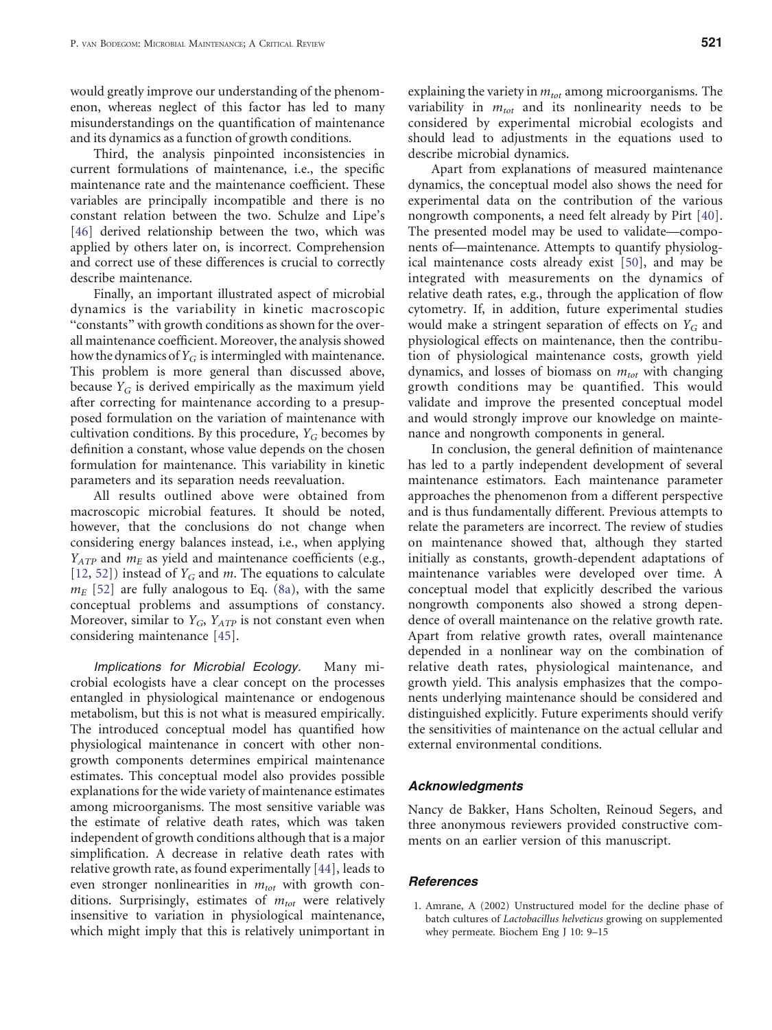would greatly improve our understanding of the phenomenon, whereas neglect of this factor has led to many misunderstandings on the quantification of maintenance and its dynamics as a function of growth conditions.

Third, the analysis pinpointed inconsistencies in current formulations of maintenance, i.e., the specific maintenance rate and the maintenance coefficient. These variables are principally incompatible and there is no constant relation between the two. Schulze and Lipe's [46] derived relationship between the two, which was applied by others later on, is incorrect. Comprehension and correct use of these differences is crucial to correctly describe maintenance.

Finally, an important illustrated aspect of microbial dynamics is the variability in kinetic macroscopic "constants" with growth conditions as shown for the overall maintenance coefficient. Moreover, the analysis showed how the dynamics of $Y_G$ is intermingled with maintenance. This problem is more general than discussed above, because $Y_G$ is derived empirically as the maximum yield after correcting for maintenance according to a presupposed formulation on the variation of maintenance with cultivation conditions. By this procedure, $Y_G$ becomes by definition a constant, whose value depends on the chosen formulation for maintenance. This variability in kinetic parameters and its separation needs reevaluation.

All results outlined above were obtained from macroscopic microbial features. It should be noted, however, that the conclusions do not change when considering energy balances instead, i.e., when applying $Y_{ATP}$ and $m_E$ as yield and maintenance coefficients (e.g., [12, 52]) instead of $Y_G$ and $m$. The equations to calculate $m_E$ [52] are fully analogous to Eq. (8a), with the same conceptual problems and assumptions of constancy. Moreover, similar to $Y_G$, $Y_{ATP}$ is not constant even when considering maintenance [45].

*Implications for Microbial Ecology.* Many microbial ecologists have a clear concept on the processes entangled in physiological maintenance or endogenous metabolism, but this is not what is measured empirically. The introduced conceptual model has quantified how physiological maintenance in concert with other nongrowth components determines empirical maintenance estimates. This conceptual model also provides possible explanations for the wide variety of maintenance estimates among microorganisms. The most sensitive variable was the estimate of relative death rates, which was taken independent of growth conditions although that is a major simplification. A decrease in relative death rates with relative growth rate, as found experimentally [44], leads to even stronger nonlinearities in $m_{tot}$ with growth conditions. Surprisingly, estimates of $m_{tot}$ were relatively insensitive to variation in physiological maintenance, which might imply that this is relatively unimportant in explaining the variety in $m_{tot}$ among microorganisms. The variability in $m_{tot}$ and its nonlinearity needs to be considered by experimental microbial ecologists and should lead to adjustments in the equations used to describe microbial dynamics.

Apart from explanations of measured maintenance dynamics, the conceptual model also shows the need for experimental data on the contribution of the various nongrowth components, a need felt already by Pirt [40]. The presented model may be used to validate—components of—maintenance. Attempts to quantify physiological maintenance costs already exist [50], and may be integrated with measurements on the dynamics of relative death rates, e.g., through the application of flow cytometry. If, in addition, future experimental studies would make a stringent separation of effects on $Y_G$ and physiological effects on maintenance, then the contribution of physiological maintenance costs, growth yield dynamics, and losses of biomass on $m_{tot}$ with changing growth conditions may be quantified. This would validate and improve the presented conceptual model and would strongly improve our knowledge on maintenance and nongrowth components in general.

In conclusion, the general definition of maintenance has led to a partly independent development of several maintenance estimators. Each maintenance parameter approaches the phenomenon from a different perspective and is thus fundamentally different. Previous attempts to relate the parameters are incorrect. The review of studies on maintenance showed that, although they started initially as constants, growth-dependent adaptations of maintenance variables were developed over time. A conceptual model that explicitly described the various nongrowth components also showed a strong dependence of overall maintenance on the relative growth rate. Apart from relative growth rates, overall maintenance depended in a nonlinear way on the combination of relative death rates, physiological maintenance, and growth yield. This analysis emphasizes that the components underlying maintenance should be considered and distinguished explicitly. Future experiments should verify the sensitivities of maintenance on the actual cellular and external environmental conditions.

## Acknowledgments

Nancy de Bakker, Hans Scholten, Reinoud Segers, and three anonymous reviewers provided constructive comments on an earlier version of this manuscript.

## References

1. Amrane, A (2002) Unstructured model for the decline phase of batch cultures of *Lactobacillus helveticus* growing on supplemented whey permeate. Biochem Eng J 10: 9–15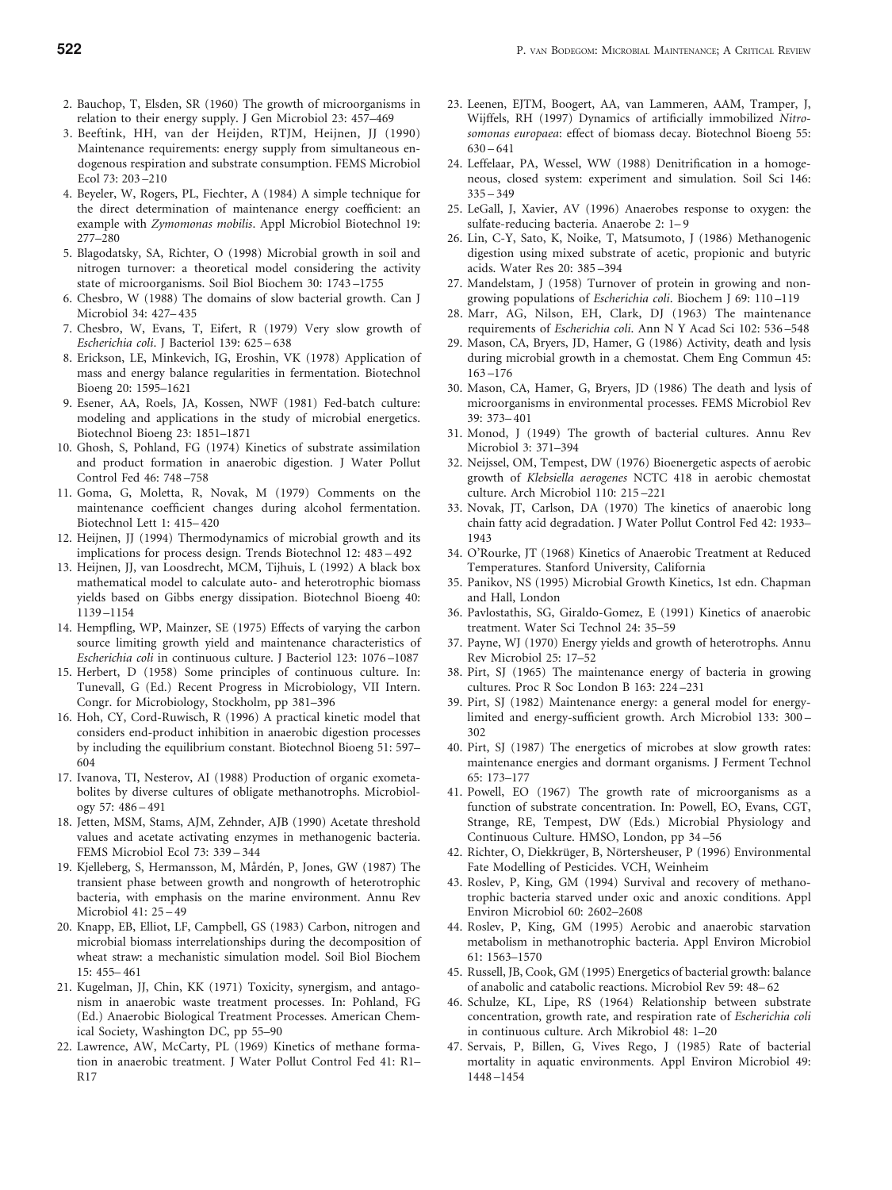2. Bauchop, T, Elsden, SR (1960) The growth of microorganisms in relation to their energy supply. J Gen Microbiol 23: 457–469
3. Beeftink, HH, van der Heijden, RTJM, Heijnen, JJ (1990) Maintenance requirements: energy supply from simultaneous endogenous respiration and substrate consumption. FEMS Microbiol Ecol 73: 203–210
4. Beyeler, W, Rogers, PL, Fiechter, A (1984) A simple technique for the direct determination of maintenance energy coefficient: an example with *Zymomonas mobilis*. Appl Microbiol Biotechnol 19: 277–280
5. Blagodatsky, SA, Richter, O (1998) Microbial growth in soil and nitrogen turnover: a theoretical model considering the activity state of microorganisms. Soil Biol Biochem 30: 1743–1755
6. Chesbro, W (1988) The domains of slow bacterial growth. Can J Microbiol 34: 427–435
7. Chesbro, W, Evans, T, Eifert, R (1979) Very slow growth of *Escherichia coli*. J Bacteriol 139: 625–638
8. Erickson, LE, Minkevich, IG, Eroshin, VK (1978) Application of mass and energy balance regularities in fermentation. Biotechnol Bioeng 20: 1595–1621
9. Esener, AA, Roels, JA, Kossen, NWF (1981) Fed-batch culture: modeling and applications in the study of microbial energetics. Biotechnol Bioeng 23: 1851–1871
10. Ghosh, S, Pohland, FG (1974) Kinetics of substrate assimilation and product formation in anaerobic digestion. J Water Pollut Control Fed 46: 748–758
11. Goma, G, Moletta, R, Novak, M (1979) Comments on the maintenance coefficient changes during alcohol fermentation. Biotechnol Lett 1: 415–420
12. Heijnen, JJ (1994) Thermodynamics of microbial growth and its implications for process design. Trends Biotechnol 12: 483–492
13. Heijnen, JJ, van Loosdrecht, MCM, Tijhuis, L (1992) A black box mathematical model to calculate auto- and heterotrophic biomass yields based on Gibbs energy dissipation. Biotechnol Bioeng 40: 1139–1154
14. Hempfling, WP, Mainzer, SE (1975) Effects of varying the carbon source limiting growth yield and maintenance characteristics of *Escherichia coli* in continuous culture. J Bacteriol 123: 1076–1087
15. Herbert, D (1958) Some principles of continuous culture. In: Tunevall, G (Ed.) Recent Progress in Microbiology, VII Intern. Congr. for Microbiology, Stockholm, pp 381–396
16. Hoh, CY, Cord-Ruwisch, R (1996) A practical kinetic model that considers end-product inhibition in anaerobic digestion processes by including the equilibrium constant. Biotechnol Bioeng 51: 597–604
17. Ivanova, TI, Nesterov, AI (1988) Production of organic exometabolites by diverse cultures of obligate methanotrophs. Microbiology 57: 486–491
18. Jetten, MSM, Stams, AJM, Zehnder, AJB (1990) Acetate threshold values and acetate activating enzymes in methanogenic bacteria. FEMS Microbiol Ecol 73: 339–344
19. Kjelleberg, S, Hermansson, M, Mårdén, P, Jones, GW (1987) The transient phase between growth and nongrowth of heterotrophic bacteria, with emphasis on the marine environment. Annu Rev Microbiol 41: 25–49
20. Knapp, EB, Elliot, LF, Campbell, GS (1983) Carbon, nitrogen and microbial biomass interrelationships during the decomposition of wheat straw: a mechanistic simulation model. Soil Biol Biochem 15: 455–461
21. Kugelman, JJ, Chin, KK (1971) Toxicity, synergism, and antagonism in anaerobic waste treatment processes. In: Pohland, FG (Ed.) Anaerobic Biological Treatment Processes. American Chemical Society, Washington DC, pp 55–90
22. Lawrence, AW, McCarty, PL (1969) Kinetics of methane formation in anaerobic treatment. J Water Pollut Control Fed 41: R1–R17
23. Leenen, EJTM, Boogert, AA, van Lammeren, AAM, Tramper, J, Wijffels, RH (1997) Dynamics of artificially immobilized *Nitrosomonas europaea*: effect of biomass decay. Biotechnol Bioeng 55: 630–641
24. Leffelaar, PA, Wessel, WW (1988) Denitrification in a homogeneous, closed system: experiment and simulation. Soil Sci 146: 335–349
25. LeGall, J, Xavier, AV (1996) Anaerobes response to oxygen: the sulfate-reducing bacteria. Anaerobe 2: 1–9
26. Lin, C-Y, Sato, K, Noike, T, Matsumoto, J (1986) Methanogenic digestion using mixed substrate of acetic, propionic and butyric acids. Water Res 20: 385–394
27. Mandelstam, J (1958) Turnover of protein in growing and non-growing populations of *Escherichia coli*. Biochem J 69: 110–119
28. Marr, AG, Nilson, EH, Clark, DJ (1963) The maintenance requirements of *Escherichia coli*. Ann N Y Acad Sci 102: 536–548
29. Mason, CA, Bryers, JD, Hamer, G (1986) Activity, death and lysis during microbial growth in a chemostat. Chem Eng Commun 45: 163–176
30. Mason, CA, Hamer, G, Bryers, JD (1986) The death and lysis of microorganisms in environmental processes. FEMS Microbiol Rev 39: 373–401
31. Monod, J (1949) The growth of bacterial cultures. Annu Rev Microbiol 3: 371–394
32. Neijssel, OM, Tempest, DW (1976) Bioenergetic aspects of aerobic growth of *Klebsiella aerogenes* NCTC 418 in aerobic chemostat culture. Arch Microbiol 110: 215–221
33. Novak, JT, Carlson, DA (1970) The kinetics of anaerobic long chain fatty acid degradation. J Water Pollut Control Fed 42: 1933–1943
34. O'Rourke, JT (1968) Kinetics of Anaerobic Treatment at Reduced Temperatures. Stanford University, California
35. Panikov, NS (1995) Microbial Growth Kinetics, 1st edn. Chapman and Hall, London
36. Pavlostathis, SG, Giraldo-Gomez, E (1991) Kinetics of anaerobic treatment. Water Sci Technol 24: 35–59
37. Payne, WJ (1970) Energy yields and growth of heterotrophs. Annu Rev Microbiol 25: 17–52
38. Pirt, SJ (1965) The maintenance energy of bacteria in growing cultures. Proc R Soc London B 163: 224–231
39. Pirt, SJ (1982) Maintenance energy: a general model for energy-limited and energy-sufficient growth. Arch Microbiol 133: 300–302
40. Pirt, SJ (1987) The energetics of microbes at slow growth rates: maintenance energies and dormant organisms. J Ferment Technol 65: 173–177
41. Powell, EO (1967) The growth rate of microorganisms as a function of substrate concentration. In: Powell, EO, Evans, CGT, Strange, RE, Tempest, DW (Eds.) Microbial Physiology and Continuous Culture. HMSO, London, pp 34–56
42. Richter, O, Diekkrüger, B, Nörtersheuser, P (1996) Environmental Fate Modelling of Pesticides. VCH, Weinheim
43. Roslev, P, King, GM (1994) Survival and recovery of methanotrophic bacteria starved under oxic and anoxic conditions. Appl Environ Microbiol 60: 2602–2608
44. Roslev, P, King, GM (1995) Aerobic and anaerobic starvation metabolism in methanotrophic bacteria. Appl Environ Microbiol 61: 1563–1570
45. Russell, JB, Cook, GM (1995) Energetics of bacterial growth: balance of anabolic and catabolic reactions. Microbiol Rev 59: 48–62
46. Schulze, KL, Lipe, RS (1964) Relationship between substrate concentration, growth rate, and respiration rate of *Escherichia coli* in continuous culture. Arch Mikrobiol 48: 1–20
47. Servais, P, Billen, G, Vives Rego, J (1985) Rate of bacterial mortality in aquatic environments. Appl Environ Microbiol 49: 1448–1454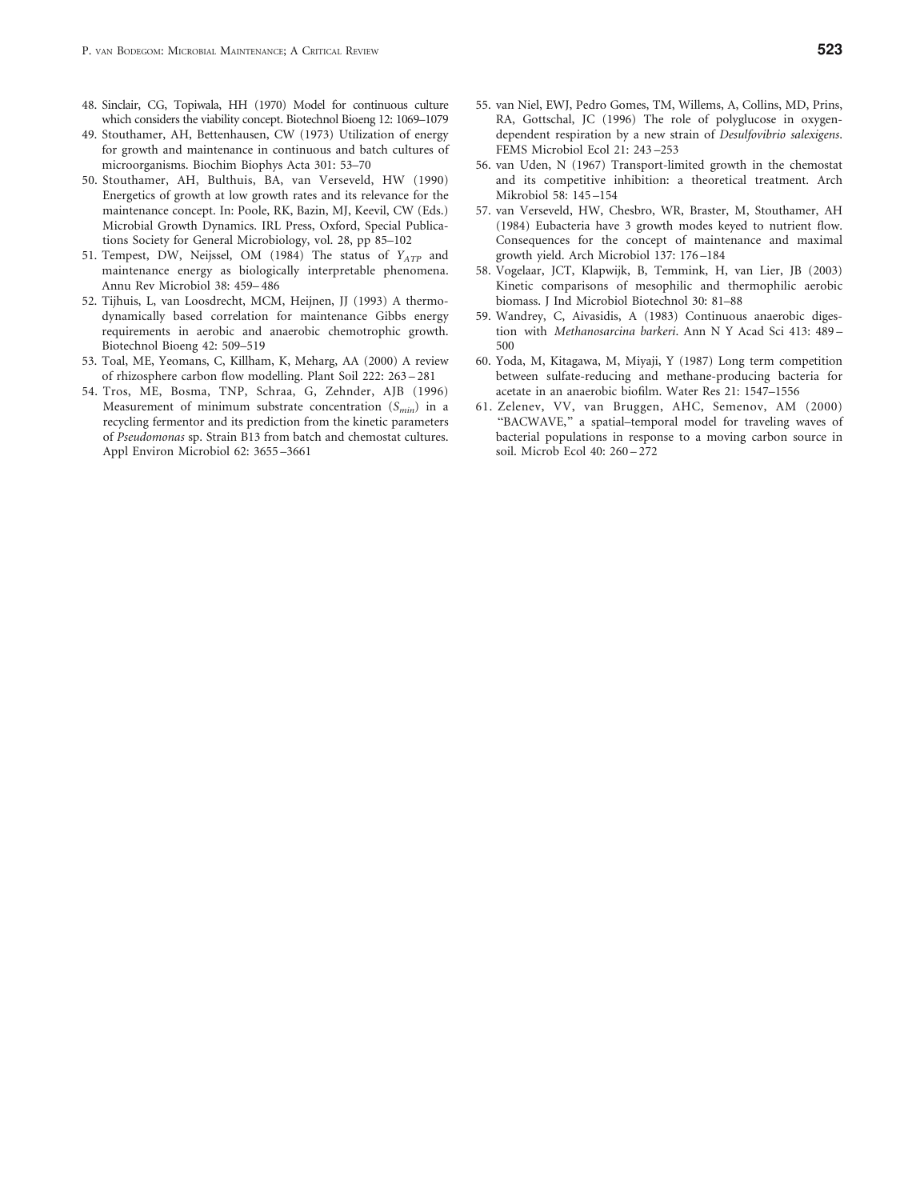48. Sinclair, CG, Topiwala, HH (1970) Model for continuous culture which considers the viability concept. Biotechnol Bioeng 12: 1069–1079
49. Stouthamer, AH, Bettenhausen, CW (1973) Utilization of energy for growth and maintenance in continuous and batch cultures of microorganisms. Biochim Biophys Acta 301: 53–70
50. Stouthamer, AH, Bulthuis, BA, van Verseveld, HW (1990) Energetics of growth at low growth rates and its relevance for the maintenance concept. In: Poole, RK, Bazin, MJ, Keevil, CW (Eds.) Microbial Growth Dynamics. IRL Press, Oxford, Special Publications Society for General Microbiology, vol. 28, pp 85–102
51. Tempest, DW, Neijssel, OM (1984) The status of $Y_{ATP}$ and maintenance energy as biologically interpretable phenomena. Annu Rev Microbiol 38: 459–486
52. Tijhuis, L, van Loosdrecht, MCM, Heijnen, JJ (1993) A thermodynamically based correlation for maintenance Gibbs energy requirements in aerobic and anaerobic chemotrophic growth. Biotechnol Bioeng 42: 509–519
53. Toal, ME, Yeomans, C, Killham, K, Meharg, AA (2000) A review of rhizosphere carbon flow modelling. Plant Soil 222: 263–281
54. Tros, ME, Bosma, TNP, Schraa, G, Zehnder, AJB (1996) Measurement of minimum substrate concentration ($S_{min}$) in a recycling fermentor and its prediction from the kinetic parameters of *Pseudomonas* sp. Strain B13 from batch and chemostat cultures. Appl Environ Microbiol 62: 3655–3661
55. van Niel, EWJ, Pedro Gomes, TM, Willems, A, Collins, MD, Prins, RA, Gottschal, JC (1996) The role of polyglucose in oxygen-dependent respiration by a new strain of *Desulfovibrio salexigens*. FEMS Microbiol Ecol 21: 243–253
56. van Uden, N (1967) Transport-limited growth in the chemostat and its competitive inhibition: a theoretical treatment. Arch Mikrobiol 58: 145–154
57. van Verseveld, HW, Chesbro, WR, Braster, M, Stouthamer, AH (1984) Eubacteria have 3 growth modes keyed to nutrient flow. Consequences for the concept of maintenance and maximal growth yield. Arch Microbiol 137: 176–184
58. Vogelaar, JCT, Klapwijk, B, Temmink, H, van Lier, JB (2003) Kinetic comparisons of mesophilic and thermophilic aerobic biomass. J Ind Microbiol Biotechnol 30: 81–88
59. Wandrey, C, Aivasidis, A (1983) Continuous anaerobic digestion with *Methanosarcina barkeri*. Ann N Y Acad Sci 413: 489–500
60. Yoda, M, Kitagawa, M, Miyaji, Y (1987) Long term competition between sulfate-reducing and methane-producing bacteria for acetate in an anaerobic biofilm. Water Res 21: 1547–1556
61. Zelenev, VV, van Bruggen, AHC, Semenov, AM (2000) "BACWAVE," a spatial–temporal model for traveling waves of bacterial populations in response to a moving carbon source in soil. Microb Ecol 40: 260–272